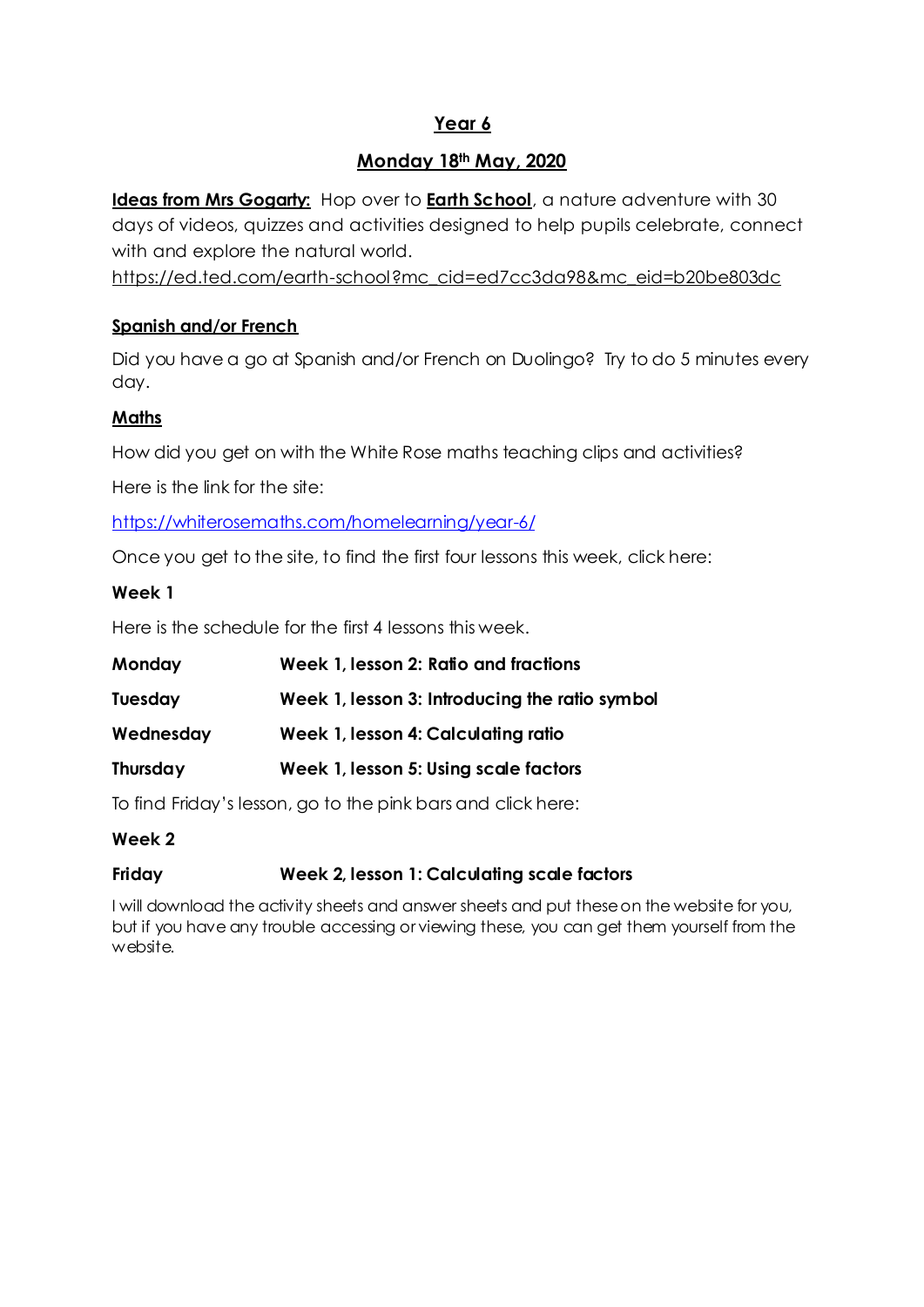# Year 6

## Monday 18th May, 2020

**Ideas from Mrs Gogarty:** Hop over to **Earth School**, a nature adventure with 30 days of videos, quizzes and activities designed to help pupils celebrate, connect with and explore the natural world.
https://ed.ted.com/earth-school?mc_cid=ed7cc3da98&mc_eid=b20be803dc

### Spanish and/or French

Did you have a go at Spanish and/or French on Duolingo? Try to do 5 minutes every day.

### Maths

How did you get on with the White Rose maths teaching clips and activities?

Here is the link for the site:

https://whiterosemaths.com/homelearning/year-6/

Once you get to the site, to find the first four lessons this week, click here:

**Week 1**

Here is the schedule for the first 4 lessons this week.

| | |
|---|---|
| **Monday** | **Week 1, lesson 2: Ratio and fractions** |
| **Tuesday** | **Week 1, lesson 3: Introducing the ratio symbol** |
| **Wednesday** | **Week 1, lesson 4: Calculating ratio** |
| **Thursday** | **Week 1, lesson 5: Using scale factors** |

To find Friday's lesson, go to the pink bars and click here:

**Week 2**

| | |
|---|---|
| **Friday** | **Week 2, lesson 1: Calculating scale factors** |

I will download the activity sheets and answer sheets and put these on the website for you, but if you have any trouble accessing or viewing these, you can get them yourself from the website.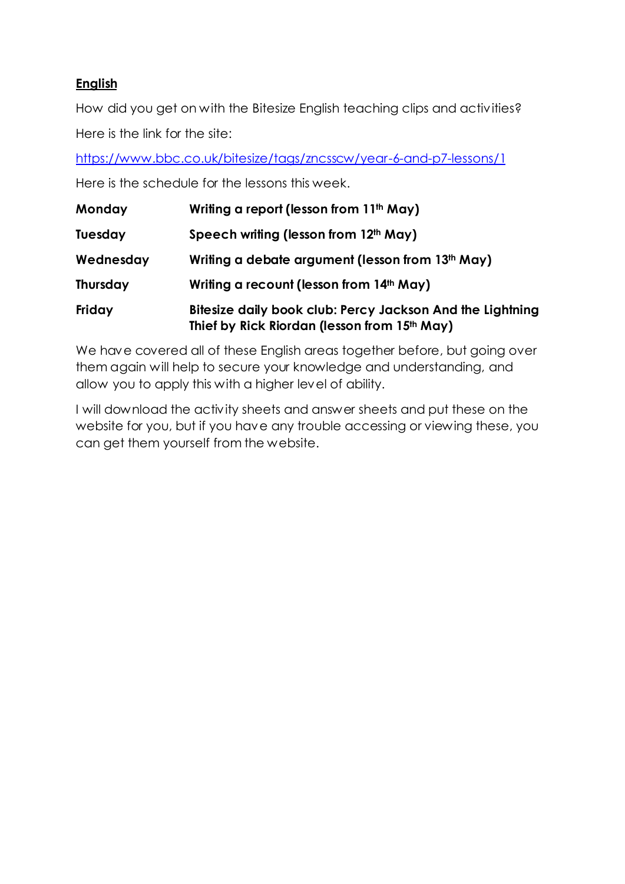**English**

How did you get on with the Bitesize English teaching clips and activities?

Here is the link for the site:

https://www.bbc.co.uk/bitesize/tags/zncsscw/year-6-and-p7-lessons/1

Here is the schedule for the lessons this week.

| | |
|---|---|
| **Monday** | **Writing a report (lesson from 11th May)** |
| **Tuesday** | **Speech writing (lesson from 12th May)** |
| **Wednesday** | **Writing a debate argument (lesson from 13th May)** |
| **Thursday** | **Writing a recount (lesson from 14th May)** |
| **Friday** | **Bitesize daily book club: Percy Jackson And the Lightning Thief by Rick Riordan (lesson from 15th May)** |

We have covered all of these English areas together before, but going over them again will help to secure your knowledge and understanding, and allow you to apply this with a higher level of ability.

I will download the activity sheets and answer sheets and put these on the website for you, but if you have any trouble accessing or viewing these, you can get them yourself from the website.